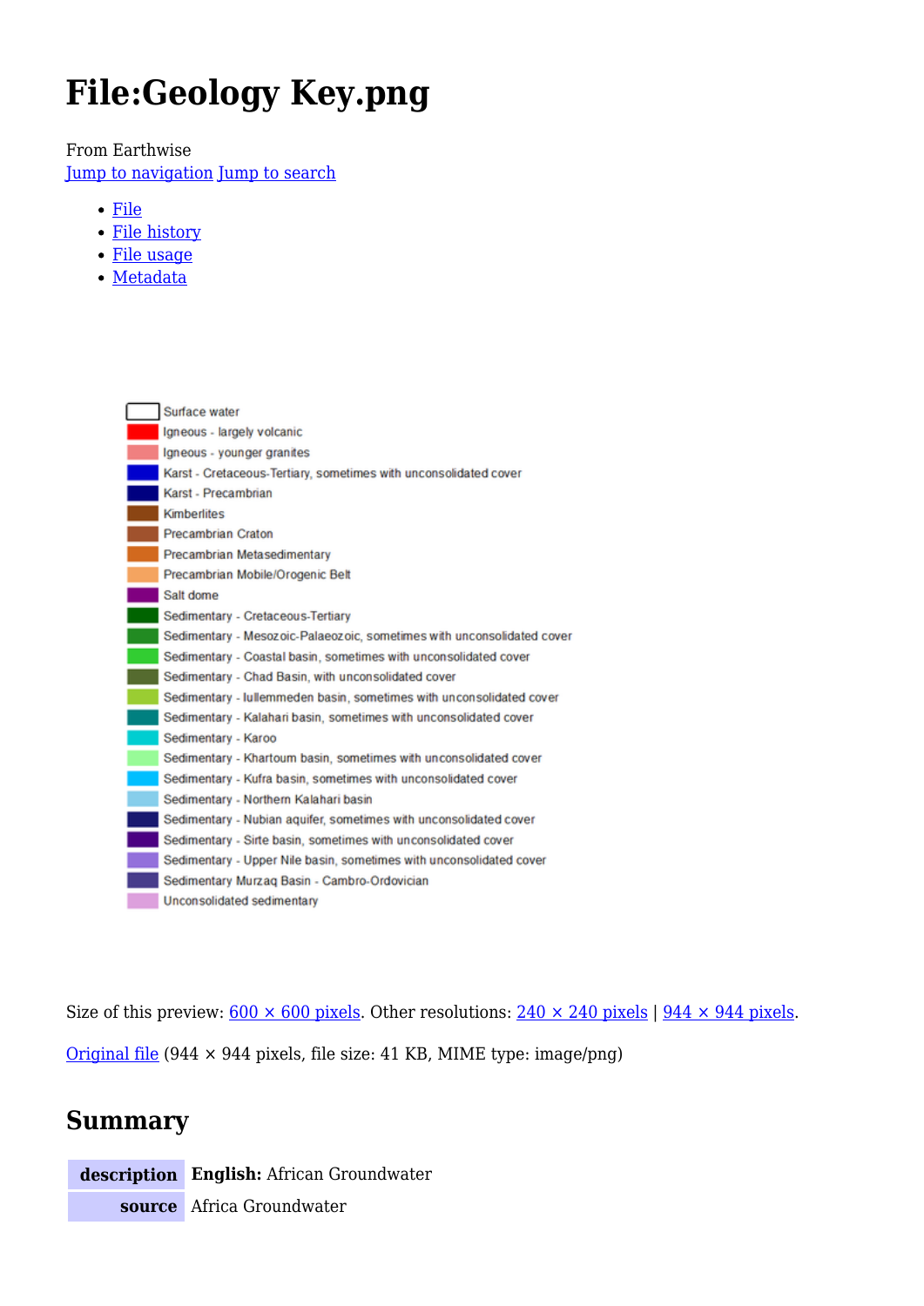# File:Geology Key.png

From Earthwise

Jump to navigation Jump to search

- File
- File history
- File usage
- Metadata

Surface water
Igneous - largely volcanic
Igneous - younger granites
Karst - Cretaceous-Tertiary, sometimes with unconsolidated cover
Karst - Precambrian
Kimberlites
Precambrian Craton
Precambrian Metasedimentary
Precambrian Mobile/Orogenic Belt
Salt dome
Sedimentary - Cretaceous-Tertiary
Sedimentary - Mesozoic-Palaeozoic, sometimes with unconsolidated cover
Sedimentary - Coastal basin, sometimes with unconsolidated cover
Sedimentary - Chad Basin, with unconsolidated cover
Sedimentary - Iullemmeden basin, sometimes with unconsolidated cover
Sedimentary - Kalahari basin, sometimes with unconsolidated cover
Sedimentary - Karoo
Sedimentary - Khartoum basin, sometimes with unconsolidated cover
Sedimentary - Kufra basin, sometimes with unconsolidated cover
Sedimentary - Northern Kalahari basin
Sedimentary - Nubian aquifer, sometimes with unconsolidated cover
Sedimentary - Sirte basin, sometimes with unconsolidated cover
Sedimentary - Upper Nile basin, sometimes with unconsolidated cover
Sedimentary Murzaq Basin - Cambro-Ordovician
Unconsolidated sedimentary

Size of this preview: 600 × 600 pixels. Other resolutions: 240 × 240 pixels | 944 × 944 pixels.

Original file (944 × 944 pixels, file size: 41 KB, MIME type: image/png)

## Summary

| | |
|---|---|
| **description** | **English:** African Groundwater |
| **source** | Africa Groundwater |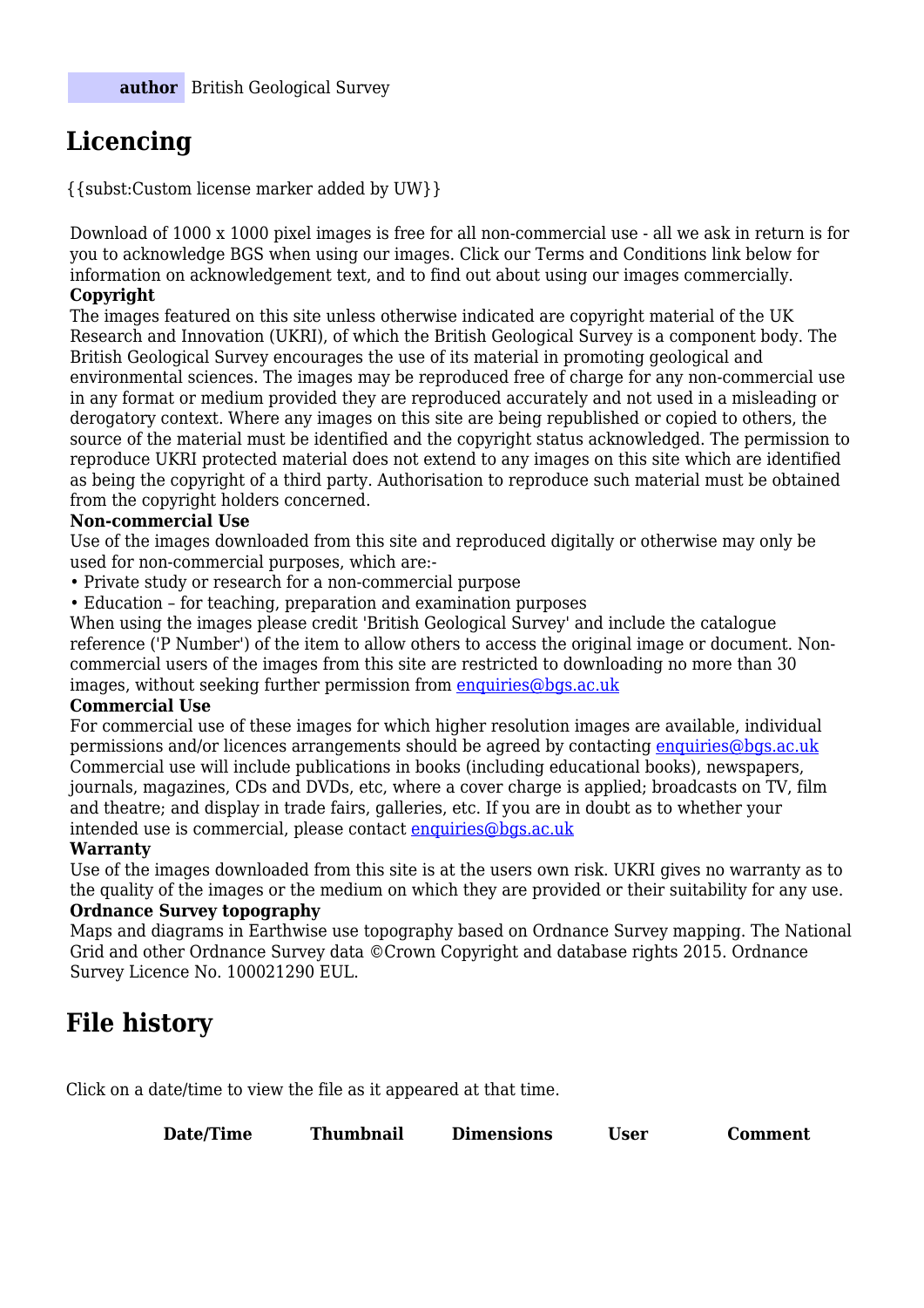| **author** | British Geological Survey |
| --- | --- |

## Licencing

{{subst:Custom license marker added by UW}}

Download of 1000 x 1000 pixel images is free for all non-commercial use - all we ask in return is for you to acknowledge BGS when using our images. Click our Terms and Conditions link below for information on acknowledgement text, and to find out about using our images commercially.

**Copyright**

The images featured on this site unless otherwise indicated are copyright material of the UK Research and Innovation (UKRI), of which the British Geological Survey is a component body. The British Geological Survey encourages the use of its material in promoting geological and environmental sciences. The images may be reproduced free of charge for any non-commercial use in any format or medium provided they are reproduced accurately and not used in a misleading or derogatory context. Where any images on this site are being republished or copied to others, the source of the material must be identified and the copyright status acknowledged. The permission to reproduce UKRI protected material does not extend to any images on this site which are identified as being the copyright of a third party. Authorisation to reproduce such material must be obtained from the copyright holders concerned.

**Non-commercial Use**

Use of the images downloaded from this site and reproduced digitally or otherwise may only be used for non-commercial purposes, which are:-

- Private study or research for a non-commercial purpose
- Education – for teaching, preparation and examination purposes

When using the images please credit 'British Geological Survey' and include the catalogue reference ('P Number') of the item to allow others to access the original image or document. Non-commercial users of the images from this site are restricted to downloading no more than 30 images, without seeking further permission from enquiries@bgs.ac.uk

**Commercial Use**

For commercial use of these images for which higher resolution images are available, individual permissions and/or licences arrangements should be agreed by contacting enquiries@bgs.ac.uk Commercial use will include publications in books (including educational books), newspapers, journals, magazines, CDs and DVDs, etc, where a cover charge is applied; broadcasts on TV, film and theatre; and display in trade fairs, galleries, etc. If you are in doubt as to whether your intended use is commercial, please contact enquiries@bgs.ac.uk

**Warranty**

Use of the images downloaded from this site is at the users own risk. UKRI gives no warranty as to the quality of the images or the medium on which they are provided or their suitability for any use.

**Ordnance Survey topography**

Maps and diagrams in Earthwise use topography based on Ordnance Survey mapping. The National Grid and other Ordnance Survey data ©Crown Copyright and database rights 2015. Ordnance Survey Licence No. 100021290 EUL.

## File history

Click on a date/time to view the file as it appeared at that time.

| Date/Time | Thumbnail | Dimensions | User | Comment |
| --- | --- | --- | --- | --- |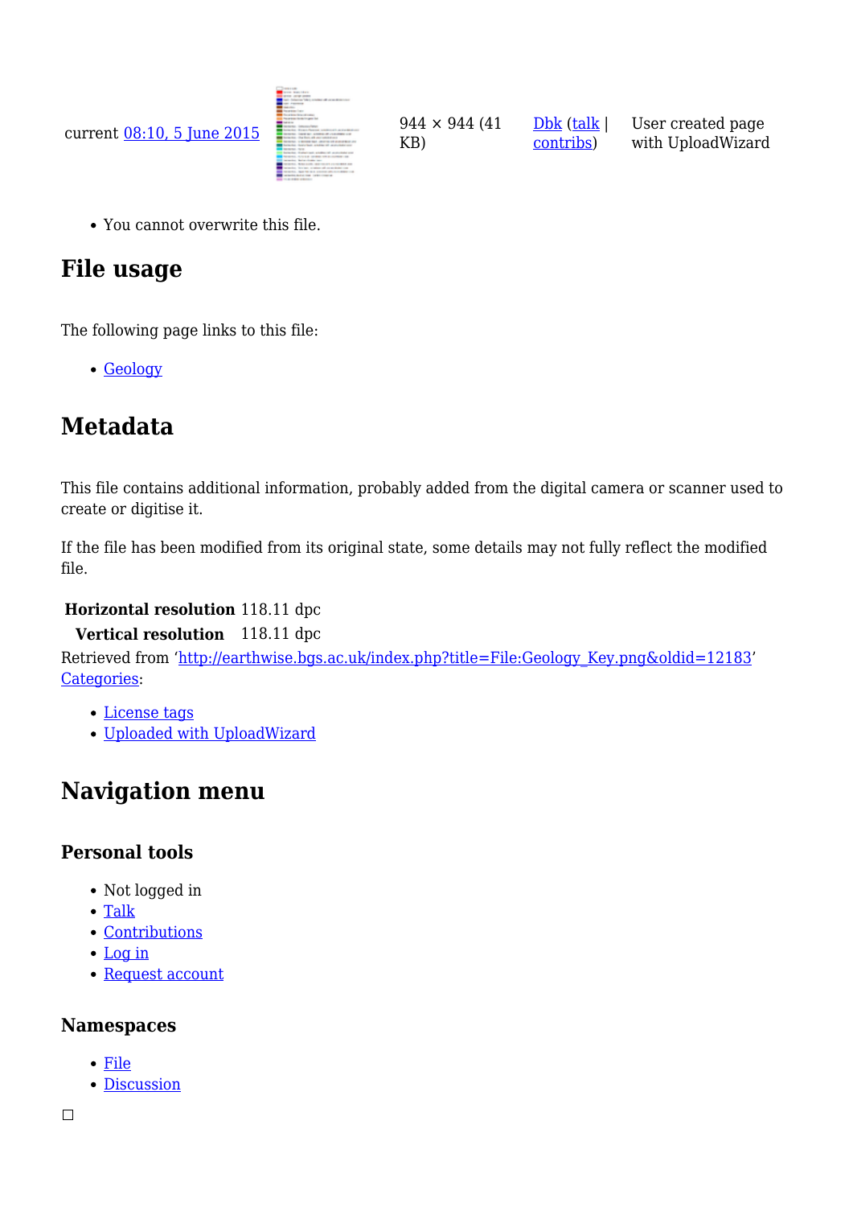| | | | | |
|---|---|---|---|---|
| current 08:10, 5 June 2015 | | 944 × 944 (41 KB) | Dbk (talk \| contribs) | User created page with UploadWizard |

- You cannot overwrite this file.

## File usage

The following page links to this file:

- Geology

## Metadata

This file contains additional information, probably added from the digital camera or scanner used to create or digitise it.

If the file has been modified from its original state, some details may not fully reflect the modified file.

| | |
|---|---|
| **Horizontal resolution** | 118.11 dpc |
| **Vertical resolution** | 118.11 dpc |

Retrieved from 'http://earthwise.bgs.ac.uk/index.php?title=File:Geology_Key.png&oldid=12183'

Categories:

- License tags
- Uploaded with UploadWizard

## Navigation menu

### Personal tools

- Not logged in
- Talk
- Contributions
- Log in
- Request account

### Namespaces

- File
- Discussion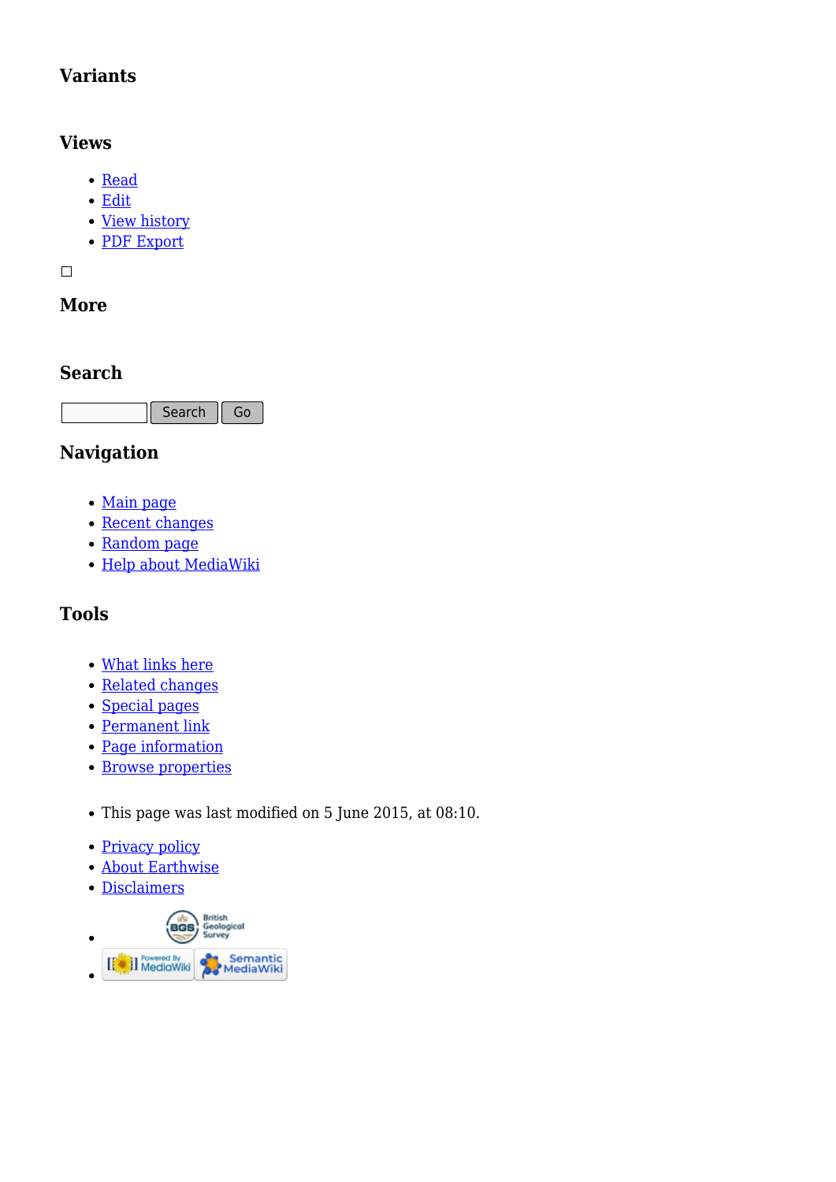### Variants

### Views

- Read
- Edit
- View history
- PDF Export

☐

### More

### Search

Search Go

### Navigation

- Main page
- Recent changes
- Random page
- Help about MediaWiki

### Tools

- What links here
- Related changes
- Special pages
- Permanent link
- Page information
- Browse properties

- This page was last modified on 5 June 2015, at 08:10.

- Privacy policy
- About Earthwise
- Disclaimers